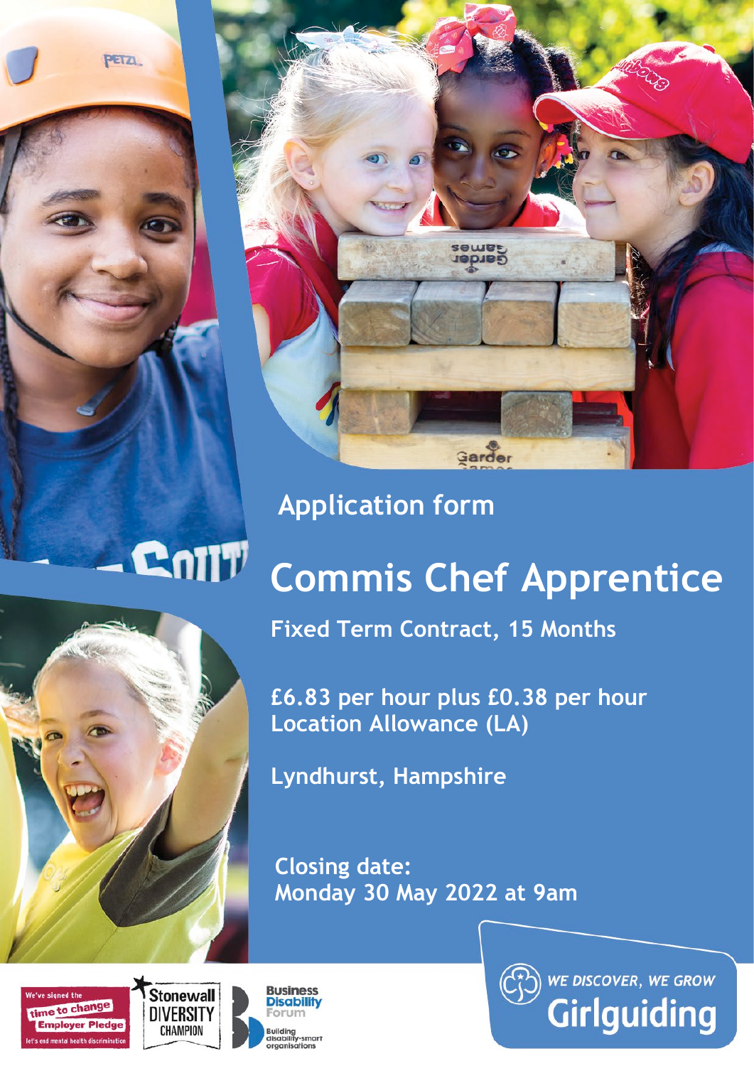## Application form

# Commis Chef Apprentice

**Fixed Term Contract, 15 Months**

**£6.83 per hour plus £0.38 per hour Location Allowance (LA)**

**Lyndhurst, Hampshire**

**Closing date: Monday 30 May 2022 at 9am**

We've signed the time to change Employer Pledge — let's end mental health discrimination

Stonewall DIVERSITY CHAMPION

Business Disability Forum — Building disability-smart organisations

WE DISCOVER, WE GROW — Girlguiding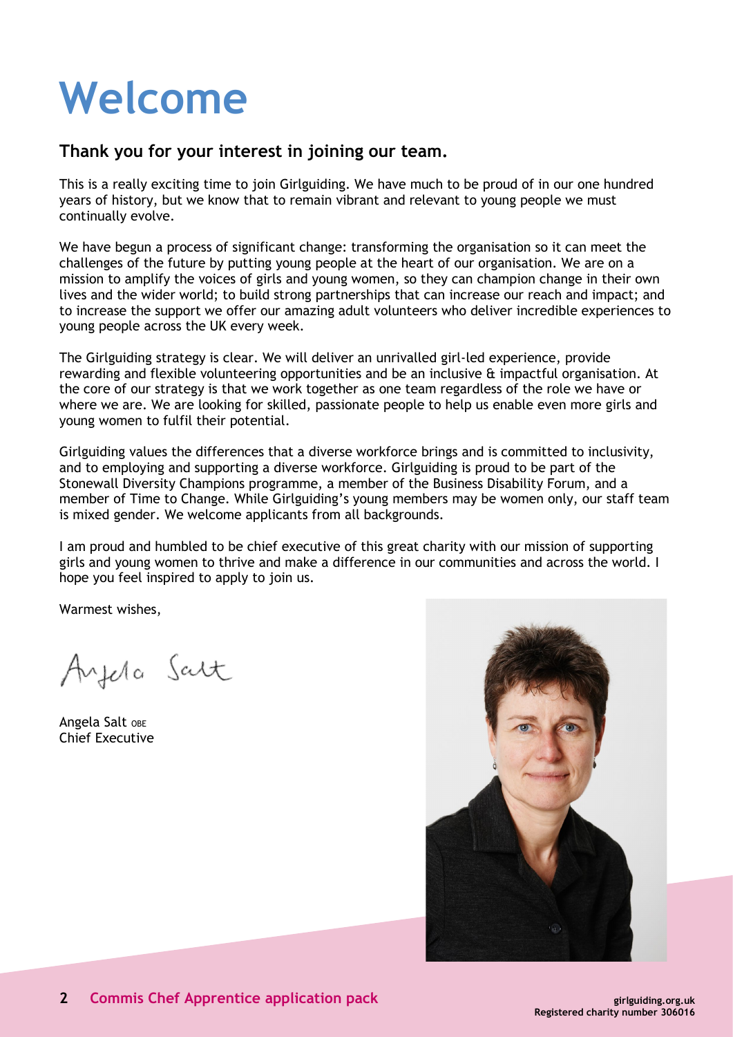# Welcome

## Thank you for your interest in joining our team.

This is a really exciting time to join Girlguiding. We have much to be proud of in our one hundred years of history, but we know that to remain vibrant and relevant to young people we must continually evolve.

We have begun a process of significant change: transforming the organisation so it can meet the challenges of the future by putting young people at the heart of our organisation. We are on a mission to amplify the voices of girls and young women, so they can champion change in their own lives and the wider world; to build strong partnerships that can increase our reach and impact; and to increase the support we offer our amazing adult volunteers who deliver incredible experiences to young people across the UK every week.

The Girlguiding strategy is clear. We will deliver an unrivalled girl-led experience, provide rewarding and flexible volunteering opportunities and be an inclusive & impactful organisation. At the core of our strategy is that we work together as one team regardless of the role we have or where we are. We are looking for skilled, passionate people to help us enable even more girls and young women to fulfil their potential.

Girlguiding values the differences that a diverse workforce brings and is committed to inclusivity, and to employing and supporting a diverse workforce. Girlguiding is proud to be part of the Stonewall Diversity Champions programme, a member of the Business Disability Forum, and a member of Time to Change. While Girlguiding's young members may be women only, our staff team is mixed gender. We welcome applicants from all backgrounds.

I am proud and humbled to be chief executive of this great charity with our mission of supporting girls and young women to thrive and make a difference in our communities and across the world. I hope you feel inspired to apply to join us.

Warmest wishes,

Angela Salt

Angela Salt OBE
Chief Executive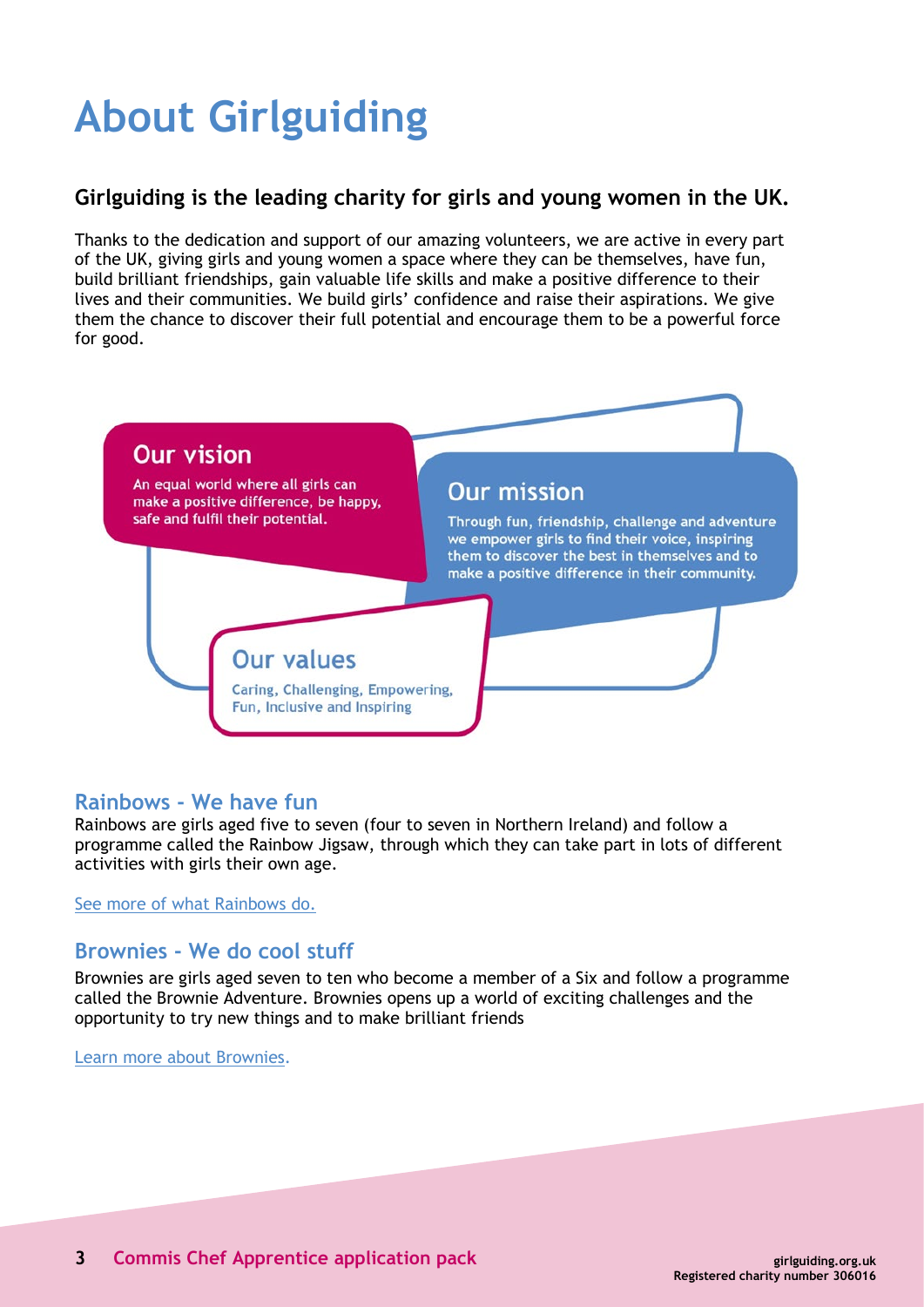# About Girlguiding

## Girlguiding is the leading charity for girls and young women in the UK.

Thanks to the dedication and support of our amazing volunteers, we are active in every part of the UK, giving girls and young women a space where they can be themselves, have fun, build brilliant friendships, gain valuable life skills and make a positive difference to their lives and their communities. We build girls' confidence and raise their aspirations. We give them the chance to discover their full potential and encourage them to be a powerful force for good.

### Our vision

An equal world where all girls can make a positive difference, be happy, safe and fulfil their potential.

### Our mission

Through fun, friendship, challenge and adventure we empower girls to find their voice, inspiring them to discover the best in themselves and to make a positive difference in their community.

### Our values

Caring, Challenging, Empowering, Fun, Inclusive and Inspiring

## Rainbows - We have fun

Rainbows are girls aged five to seven (four to seven in Northern Ireland) and follow a programme called the Rainbow Jigsaw, through which they can take part in lots of different activities with girls their own age.

See more of what Rainbows do.

## Brownies - We do cool stuff

Brownies are girls aged seven to ten who become a member of a Six and follow a programme called the Brownie Adventure. Brownies opens up a world of exciting challenges and the opportunity to try new things and to make brilliant friends

Learn more about Brownies.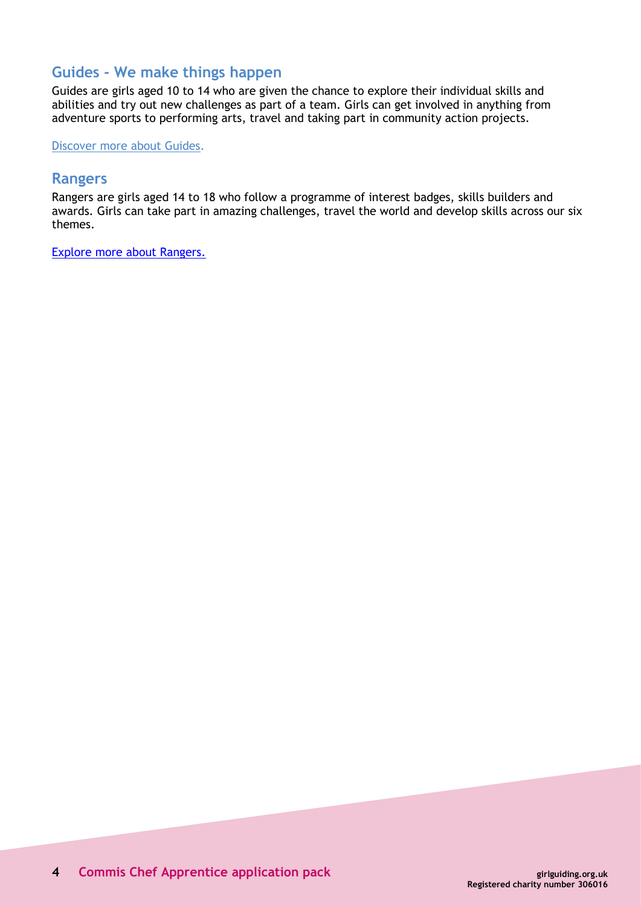## Guides - We make things happen

Guides are girls aged 10 to 14 who are given the chance to explore their individual skills and abilities and try out new challenges as part of a team. Girls can get involved in anything from adventure sports to performing arts, travel and taking part in community action projects.

Discover more about Guides.

## Rangers

Rangers are girls aged 14 to 18 who follow a programme of interest badges, skills builders and awards. Girls can take part in amazing challenges, travel the world and develop skills across our six themes.

Explore more about Rangers.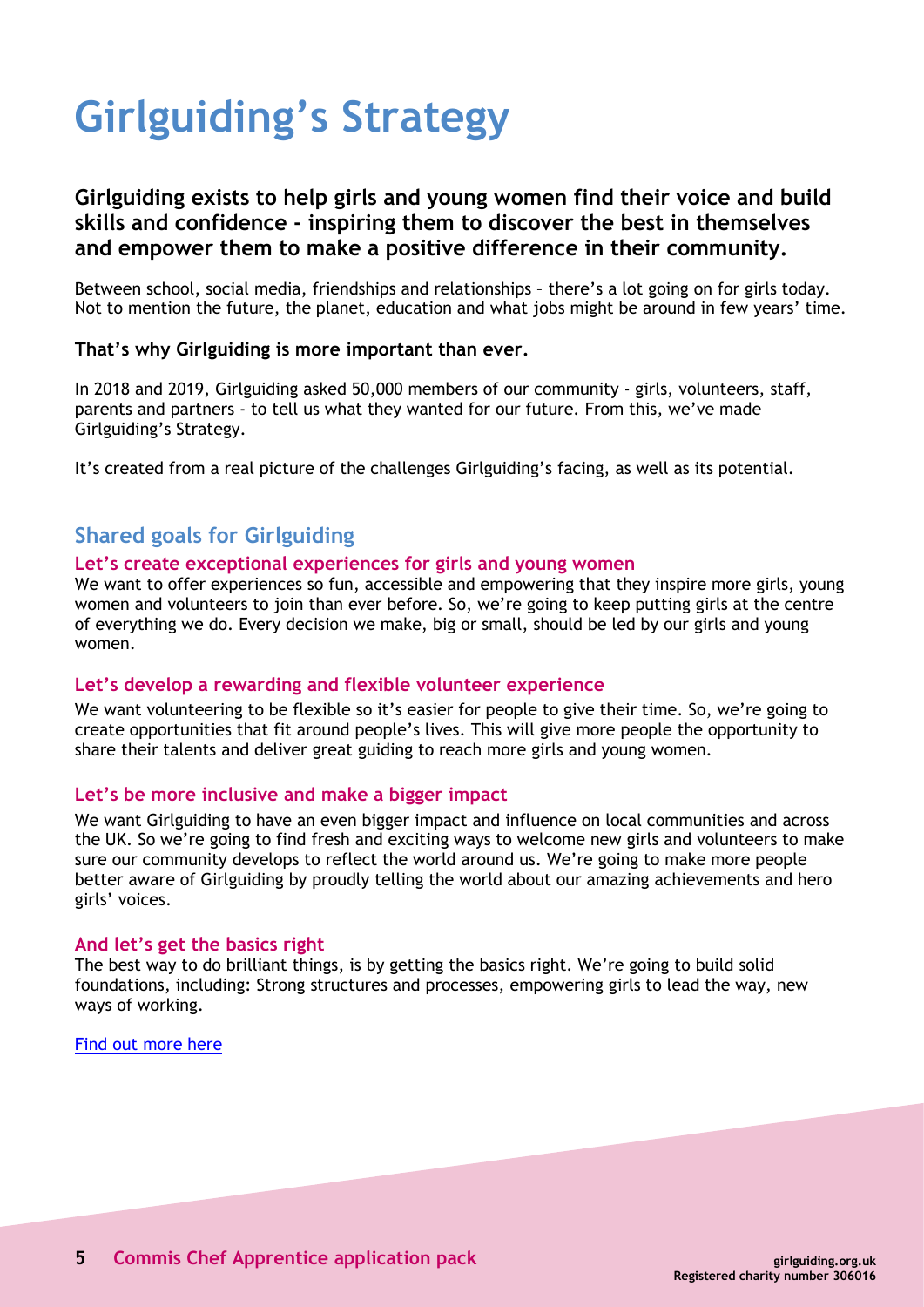# Girlguiding's Strategy

**Girlguiding exists to help girls and young women find their voice and build skills and confidence - inspiring them to discover the best in themselves and empower them to make a positive difference in their community.**

Between school, social media, friendships and relationships – there's a lot going on for girls today. Not to mention the future, the planet, education and what jobs might be around in few years' time.

**That's why Girlguiding is more important than ever.**

In 2018 and 2019, Girlguiding asked 50,000 members of our community - girls, volunteers, staff, parents and partners - to tell us what they wanted for our future. From this, we've made Girlguiding's Strategy.

It's created from a real picture of the challenges Girlguiding's facing, as well as its potential.

## Shared goals for Girlguiding

### Let's create exceptional experiences for girls and young women

We want to offer experiences so fun, accessible and empowering that they inspire more girls, young women and volunteers to join than ever before. So, we're going to keep putting girls at the centre of everything we do. Every decision we make, big or small, should be led by our girls and young women.

### Let's develop a rewarding and flexible volunteer experience

We want volunteering to be flexible so it's easier for people to give their time. So, we're going to create opportunities that fit around people's lives. This will give more people the opportunity to share their talents and deliver great guiding to reach more girls and young women.

### Let's be more inclusive and make a bigger impact

We want Girlguiding to have an even bigger impact and influence on local communities and across the UK. So we're going to find fresh and exciting ways to welcome new girls and volunteers to make sure our community develops to reflect the world around us. We're going to make more people better aware of Girlguiding by proudly telling the world about our amazing achievements and hero girls' voices.

### And let's get the basics right

The best way to do brilliant things, is by getting the basics right. We're going to build solid foundations, including: Strong structures and processes, empowering girls to lead the way, new ways of working.

Find out more here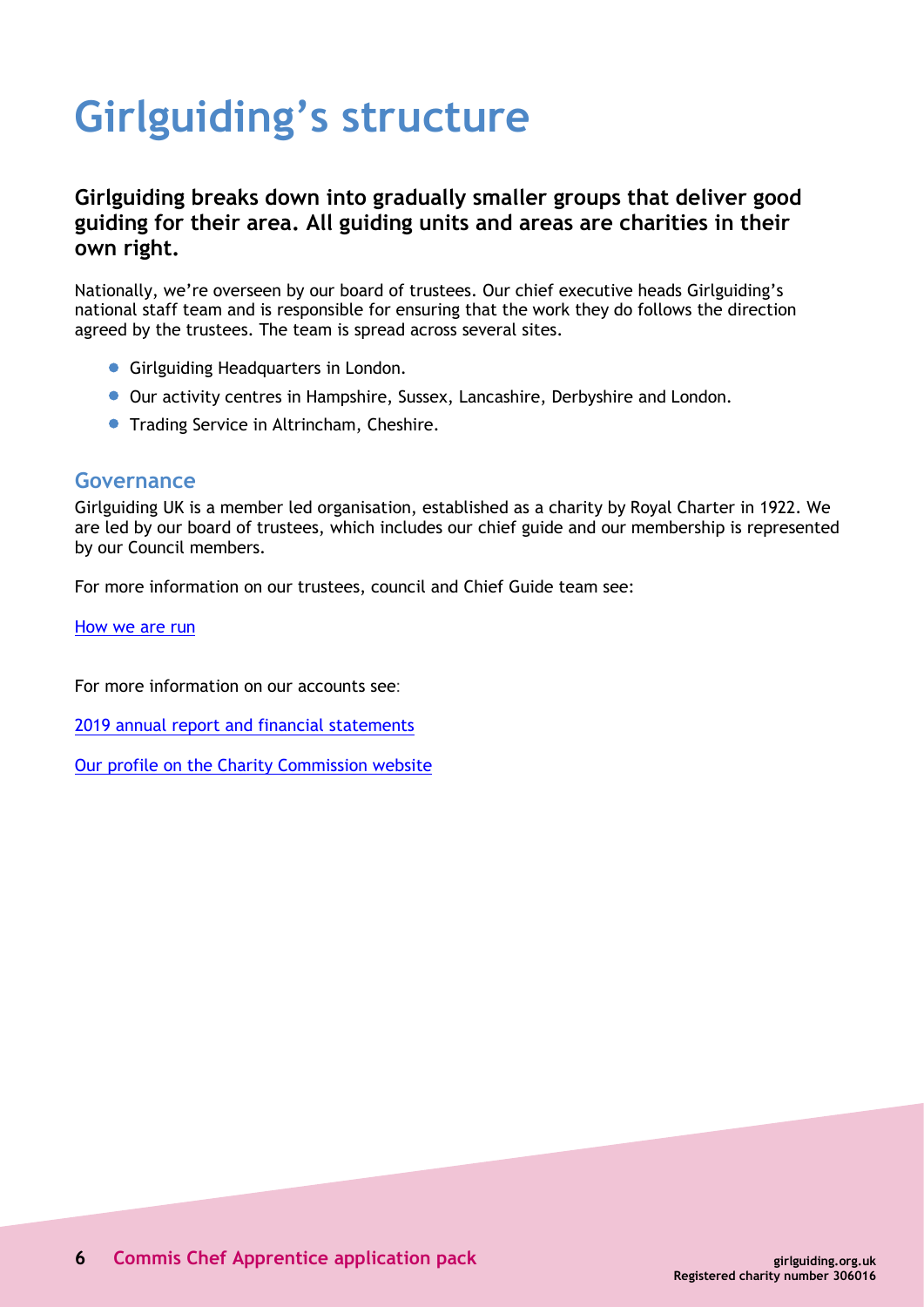# Girlguiding's structure

**Girlguiding breaks down into gradually smaller groups that deliver good guiding for their area. All guiding units and areas are charities in their own right.**

Nationally, we're overseen by our board of trustees. Our chief executive heads Girlguiding's national staff team and is responsible for ensuring that the work they do follows the direction agreed by the trustees. The team is spread across several sites.

- Girlguiding Headquarters in London.
- Our activity centres in Hampshire, Sussex, Lancashire, Derbyshire and London.
- Trading Service in Altrincham, Cheshire.

## Governance

Girlguiding UK is a member led organisation, established as a charity by Royal Charter in 1922. We are led by our board of trustees, which includes our chief guide and our membership is represented by our Council members.

For more information on our trustees, council and Chief Guide team see:

How we are run

For more information on our accounts see:

2019 annual report and financial statements

Our profile on the Charity Commission website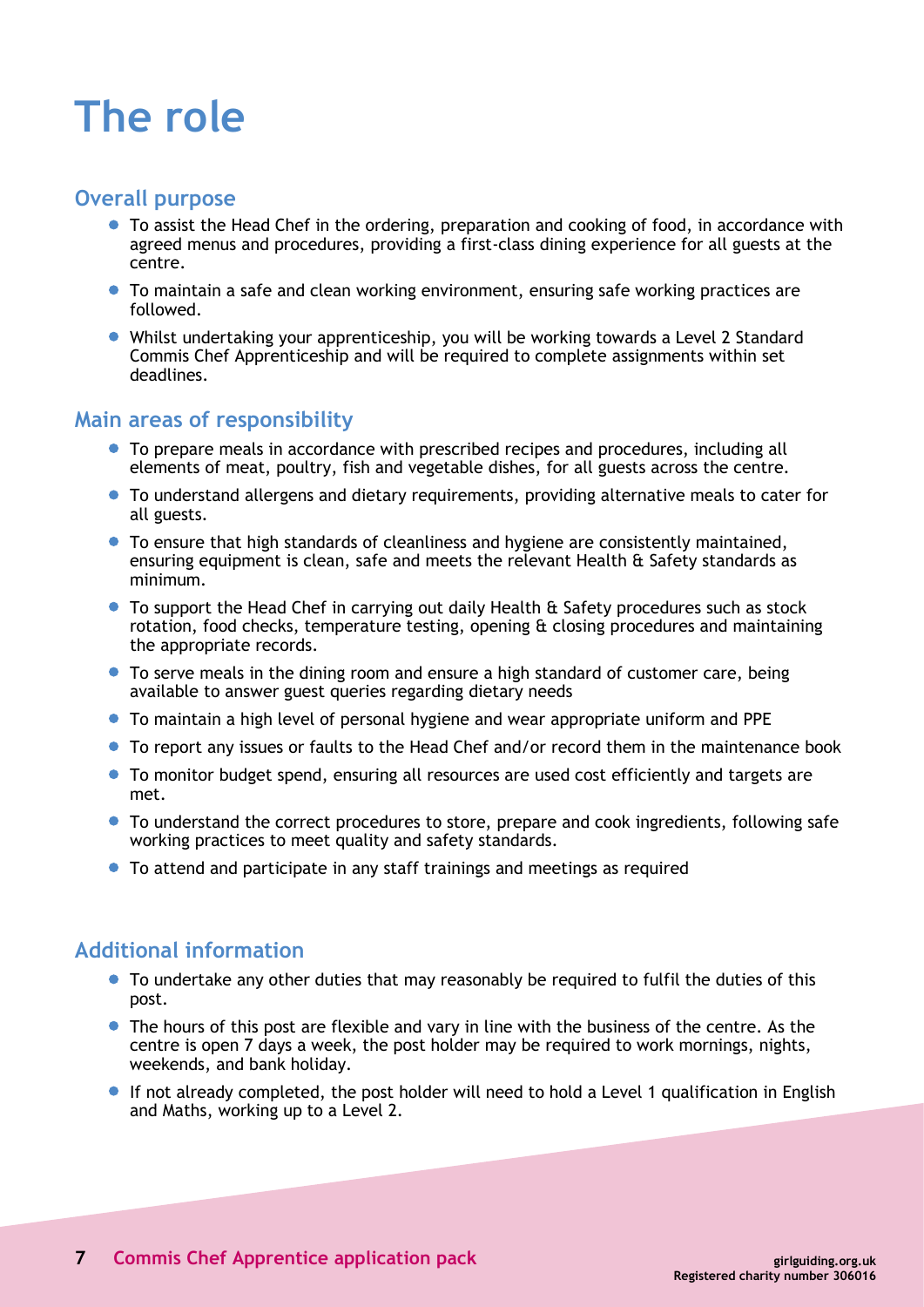# The role

## Overall purpose

- To assist the Head Chef in the ordering, preparation and cooking of food, in accordance with agreed menus and procedures, providing a first-class dining experience for all guests at the centre.
- To maintain a safe and clean working environment, ensuring safe working practices are followed.
- Whilst undertaking your apprenticeship, you will be working towards a Level 2 Standard Commis Chef Apprenticeship and will be required to complete assignments within set deadlines.

## Main areas of responsibility

- To prepare meals in accordance with prescribed recipes and procedures, including all elements of meat, poultry, fish and vegetable dishes, for all guests across the centre.
- To understand allergens and dietary requirements, providing alternative meals to cater for all guests.
- To ensure that high standards of cleanliness and hygiene are consistently maintained, ensuring equipment is clean, safe and meets the relevant Health & Safety standards as minimum.
- To support the Head Chef in carrying out daily Health & Safety procedures such as stock rotation, food checks, temperature testing, opening & closing procedures and maintaining the appropriate records.
- To serve meals in the dining room and ensure a high standard of customer care, being available to answer guest queries regarding dietary needs
- To maintain a high level of personal hygiene and wear appropriate uniform and PPE
- To report any issues or faults to the Head Chef and/or record them in the maintenance book
- To monitor budget spend, ensuring all resources are used cost efficiently and targets are met.
- To understand the correct procedures to store, prepare and cook ingredients, following safe working practices to meet quality and safety standards.
- To attend and participate in any staff trainings and meetings as required

## Additional information

- To undertake any other duties that may reasonably be required to fulfil the duties of this post.
- The hours of this post are flexible and vary in line with the business of the centre. As the centre is open 7 days a week, the post holder may be required to work mornings, nights, weekends, and bank holiday.
- If not already completed, the post holder will need to hold a Level 1 qualification in English and Maths, working up to a Level 2.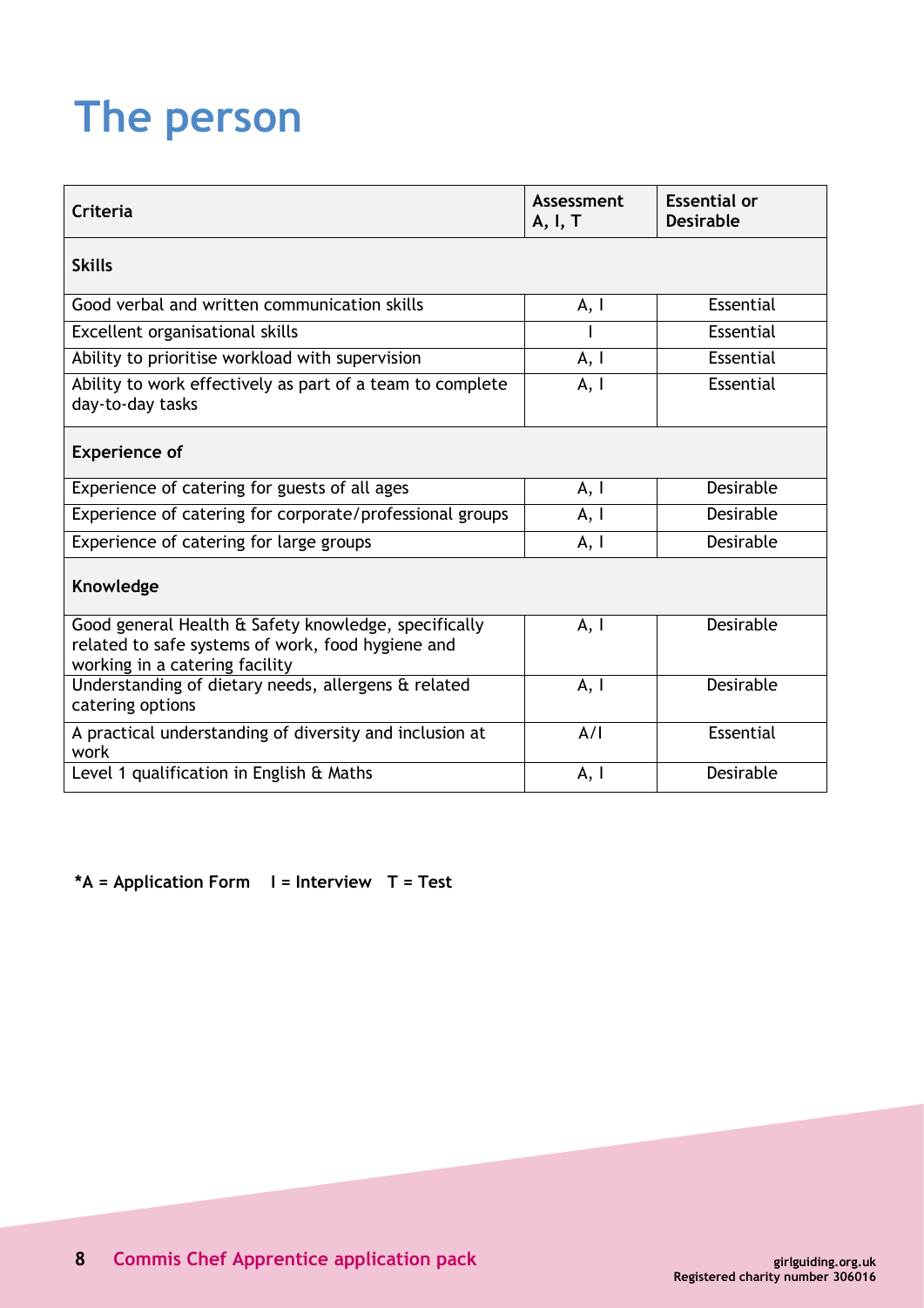# The person

| Criteria | Assessment A, I, T | Essential or Desirable |
|---|---|---|
| **Skills** | | |
| Good verbal and written communication skills | A, I | Essential |
| Excellent organisational skills | I | Essential |
| Ability to prioritise workload with supervision | A, I | Essential |
| Ability to work effectively as part of a team to complete day-to-day tasks | A, I | Essential |
| **Experience of** | | |
| Experience of catering for guests of all ages | A, I | Desirable |
| Experience of catering for corporate/professional groups | A, I | Desirable |
| Experience of catering for large groups | A, I | Desirable |
| **Knowledge** | | |
| Good general Health & Safety knowledge, specifically related to safe systems of work, food hygiene and working in a catering facility | A, I | Desirable |
| Understanding of dietary needs, allergens & related catering options | A, I | Desirable |
| A practical understanding of diversity and inclusion at work | A/I | Essential |
| Level 1 qualification in English & Maths | A, I | Desirable |

**\*A = Application Form   I = Interview   T = Test**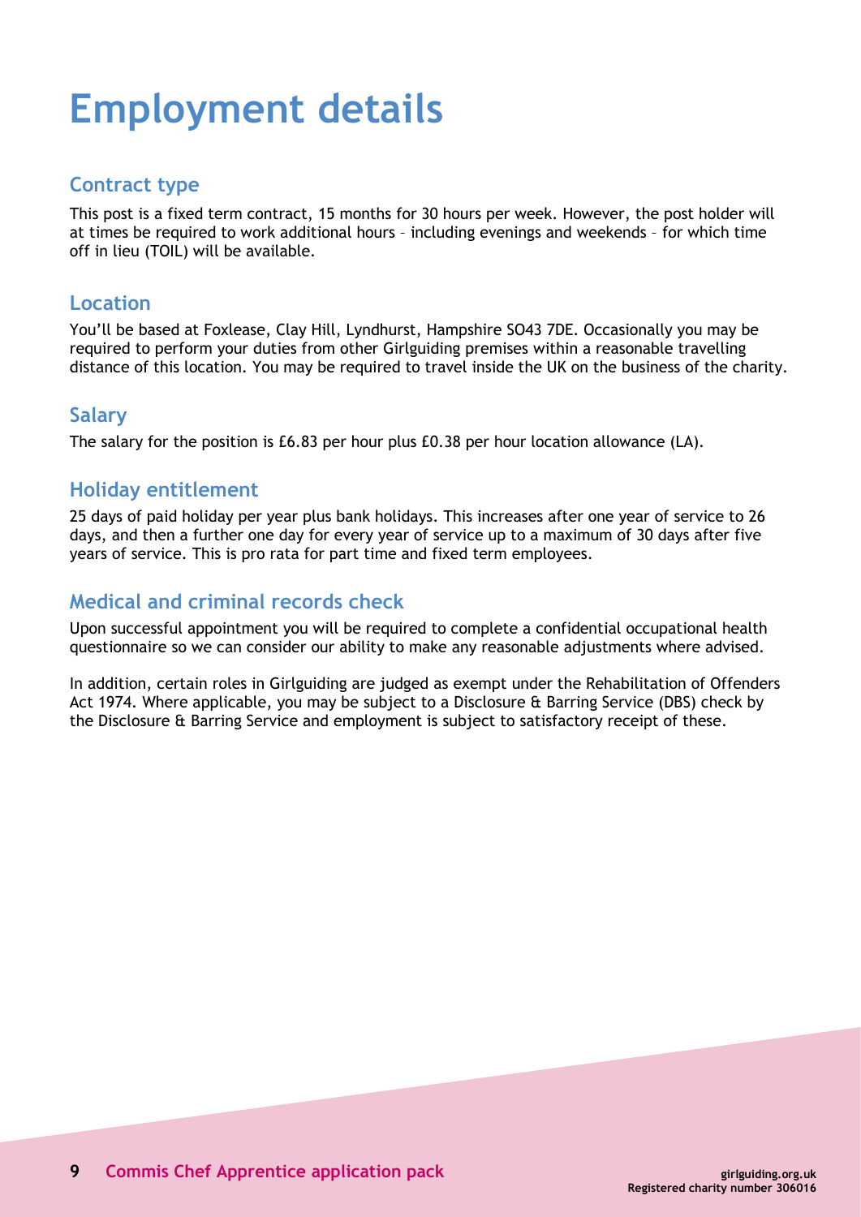# Employment details

## Contract type

This post is a fixed term contract, 15 months for 30 hours per week. However, the post holder will at times be required to work additional hours – including evenings and weekends – for which time off in lieu (TOIL) will be available.

## Location

You'll be based at Foxlease, Clay Hill, Lyndhurst, Hampshire SO43 7DE. Occasionally you may be required to perform your duties from other Girlguiding premises within a reasonable travelling distance of this location. You may be required to travel inside the UK on the business of the charity.

## Salary

The salary for the position is £6.83 per hour plus £0.38 per hour location allowance (LA).

## Holiday entitlement

25 days of paid holiday per year plus bank holidays. This increases after one year of service to 26 days, and then a further one day for every year of service up to a maximum of 30 days after five years of service. This is pro rata for part time and fixed term employees.

## Medical and criminal records check

Upon successful appointment you will be required to complete a confidential occupational health questionnaire so we can consider our ability to make any reasonable adjustments where advised.

In addition, certain roles in Girlguiding are judged as exempt under the Rehabilitation of Offenders Act 1974. Where applicable, you may be subject to a Disclosure & Barring Service (DBS) check by the Disclosure & Barring Service and employment is subject to satisfactory receipt of these.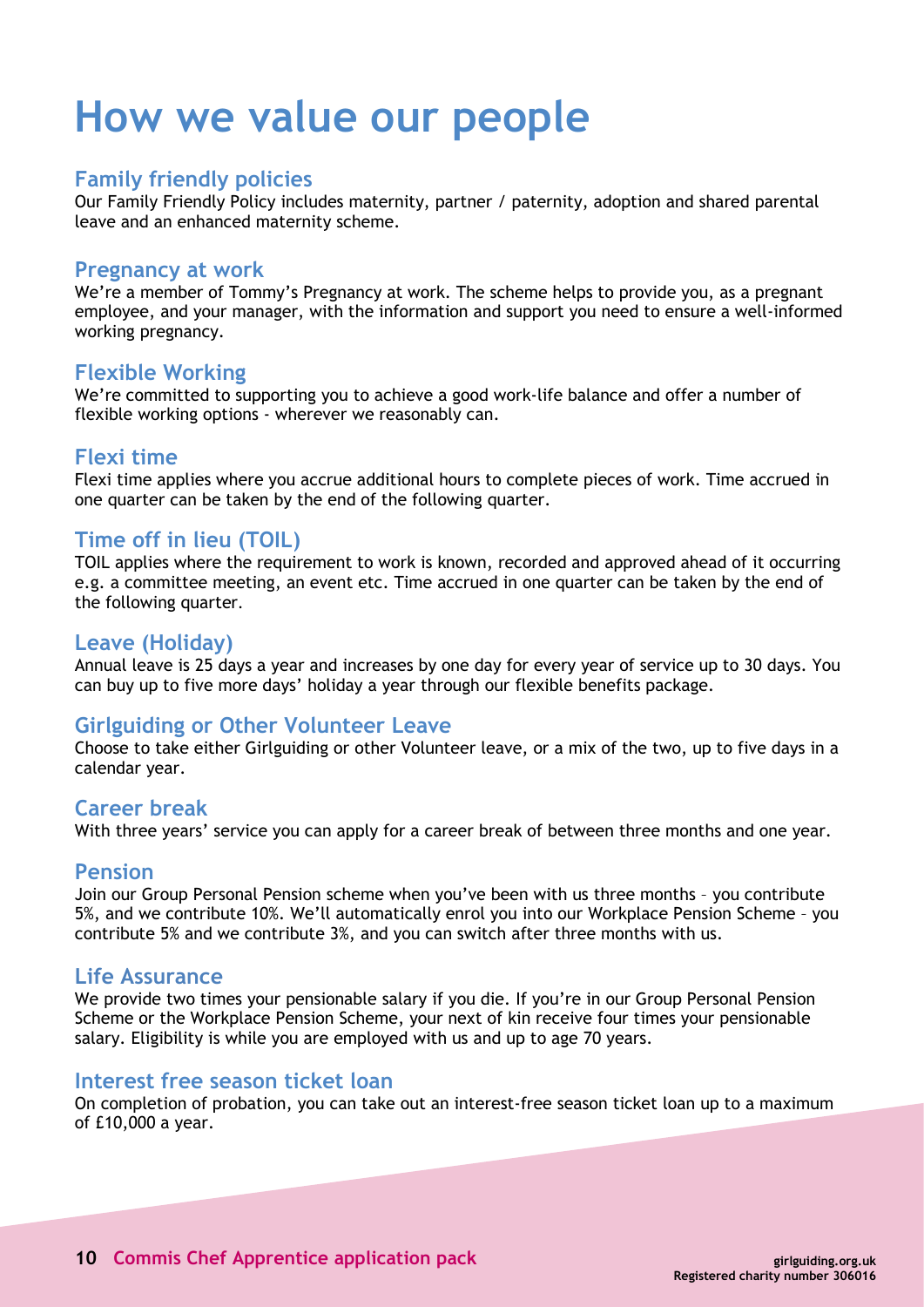# How we value our people

## Family friendly policies

Our Family Friendly Policy includes maternity, partner / paternity, adoption and shared parental leave and an enhanced maternity scheme.

## Pregnancy at work

We're a member of Tommy's Pregnancy at work. The scheme helps to provide you, as a pregnant employee, and your manager, with the information and support you need to ensure a well-informed working pregnancy.

## Flexible Working

We're committed to supporting you to achieve a good work-life balance and offer a number of flexible working options - wherever we reasonably can.

## Flexi time

Flexi time applies where you accrue additional hours to complete pieces of work. Time accrued in one quarter can be taken by the end of the following quarter.

## Time off in lieu (TOIL)

TOIL applies where the requirement to work is known, recorded and approved ahead of it occurring e.g. a committee meeting, an event etc. Time accrued in one quarter can be taken by the end of the following quarter.

## Leave (Holiday)

Annual leave is 25 days a year and increases by one day for every year of service up to 30 days. You can buy up to five more days' holiday a year through our flexible benefits package.

## Girlguiding or Other Volunteer Leave

Choose to take either Girlguiding or other Volunteer leave, or a mix of the two, up to five days in a calendar year.

## Career break

With three years' service you can apply for a career break of between three months and one year.

## Pension

Join our Group Personal Pension scheme when you've been with us three months – you contribute 5%, and we contribute 10%. We'll automatically enrol you into our Workplace Pension Scheme – you contribute 5% and we contribute 3%, and you can switch after three months with us.

## Life Assurance

We provide two times your pensionable salary if you die. If you're in our Group Personal Pension Scheme or the Workplace Pension Scheme, your next of kin receive four times your pensionable salary. Eligibility is while you are employed with us and up to age 70 years.

## Interest free season ticket loan

On completion of probation, you can take out an interest-free season ticket loan up to a maximum of £10,000 a year.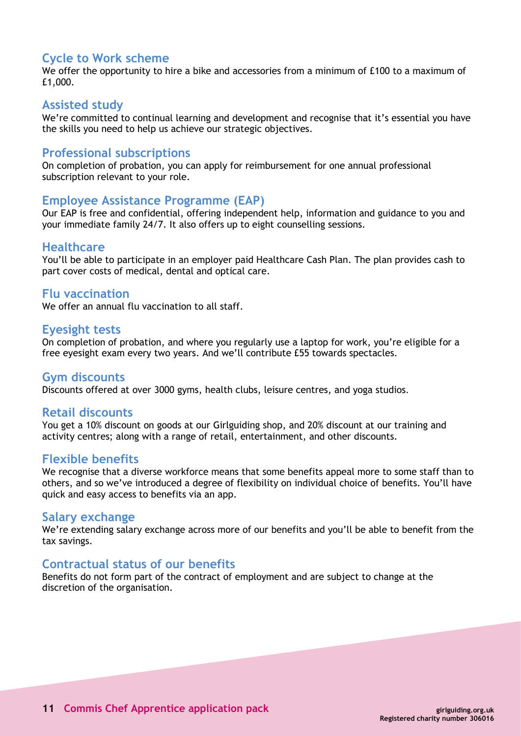## Cycle to Work scheme

We offer the opportunity to hire a bike and accessories from a minimum of £100 to a maximum of £1,000.

## Assisted study

We're committed to continual learning and development and recognise that it's essential you have the skills you need to help us achieve our strategic objectives.

## Professional subscriptions

On completion of probation, you can apply for reimbursement for one annual professional subscription relevant to your role.

## Employee Assistance Programme (EAP)

Our EAP is free and confidential, offering independent help, information and guidance to you and your immediate family 24/7. It also offers up to eight counselling sessions.

## Healthcare

You'll be able to participate in an employer paid Healthcare Cash Plan. The plan provides cash to part cover costs of medical, dental and optical care.

## Flu vaccination

We offer an annual flu vaccination to all staff.

## Eyesight tests

On completion of probation, and where you regularly use a laptop for work, you're eligible for a free eyesight exam every two years. And we'll contribute £55 towards spectacles.

## Gym discounts

Discounts offered at over 3000 gyms, health clubs, leisure centres, and yoga studios.

## Retail discounts

You get a 10% discount on goods at our Girlguiding shop, and 20% discount at our training and activity centres; along with a range of retail, entertainment, and other discounts.

## Flexible benefits

We recognise that a diverse workforce means that some benefits appeal more to some staff than to others, and so we've introduced a degree of flexibility on individual choice of benefits. You'll have quick and easy access to benefits via an app.

## Salary exchange

We're extending salary exchange across more of our benefits and you'll be able to benefit from the tax savings.

## Contractual status of our benefits

Benefits do not form part of the contract of employment and are subject to change at the discretion of the organisation.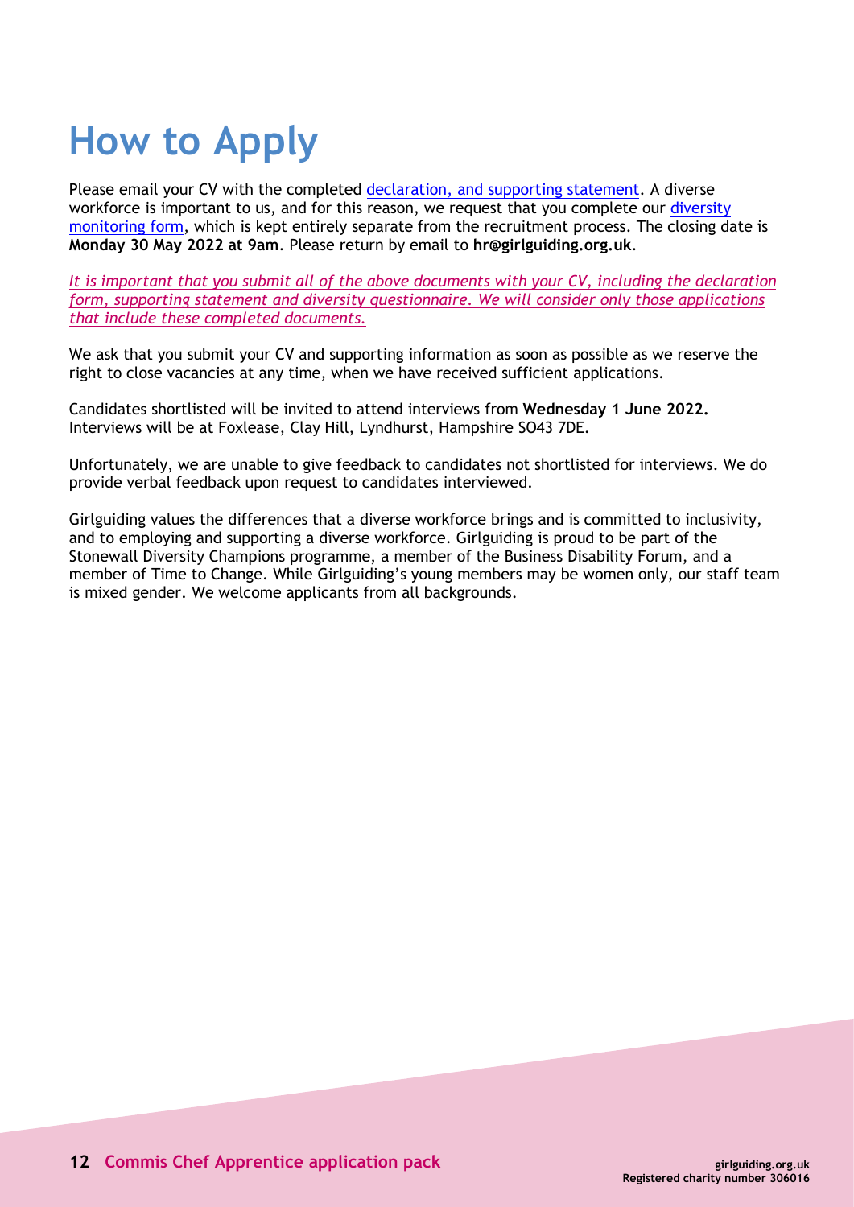# How to Apply

Please email your CV with the completed declaration, and supporting statement. A diverse workforce is important to us, and for this reason, we request that you complete our diversity monitoring form, which is kept entirely separate from the recruitment process. The closing date is **Monday 30 May 2022 at 9am**. Please return by email to **hr@girlguiding.org.uk**.

*It is important that you submit all of the above documents with your CV, including the declaration form, supporting statement and diversity questionnaire. We will consider only those applications that include these completed documents.*

We ask that you submit your CV and supporting information as soon as possible as we reserve the right to close vacancies at any time, when we have received sufficient applications.

Candidates shortlisted will be invited to attend interviews from **Wednesday 1 June 2022.** Interviews will be at Foxlease, Clay Hill, Lyndhurst, Hampshire SO43 7DE.

Unfortunately, we are unable to give feedback to candidates not shortlisted for interviews. We do provide verbal feedback upon request to candidates interviewed.

Girlguiding values the differences that a diverse workforce brings and is committed to inclusivity, and to employing and supporting a diverse workforce. Girlguiding is proud to be part of the Stonewall Diversity Champions programme, a member of the Business Disability Forum, and a member of Time to Change. While Girlguiding's young members may be women only, our staff team is mixed gender. We welcome applicants from all backgrounds.